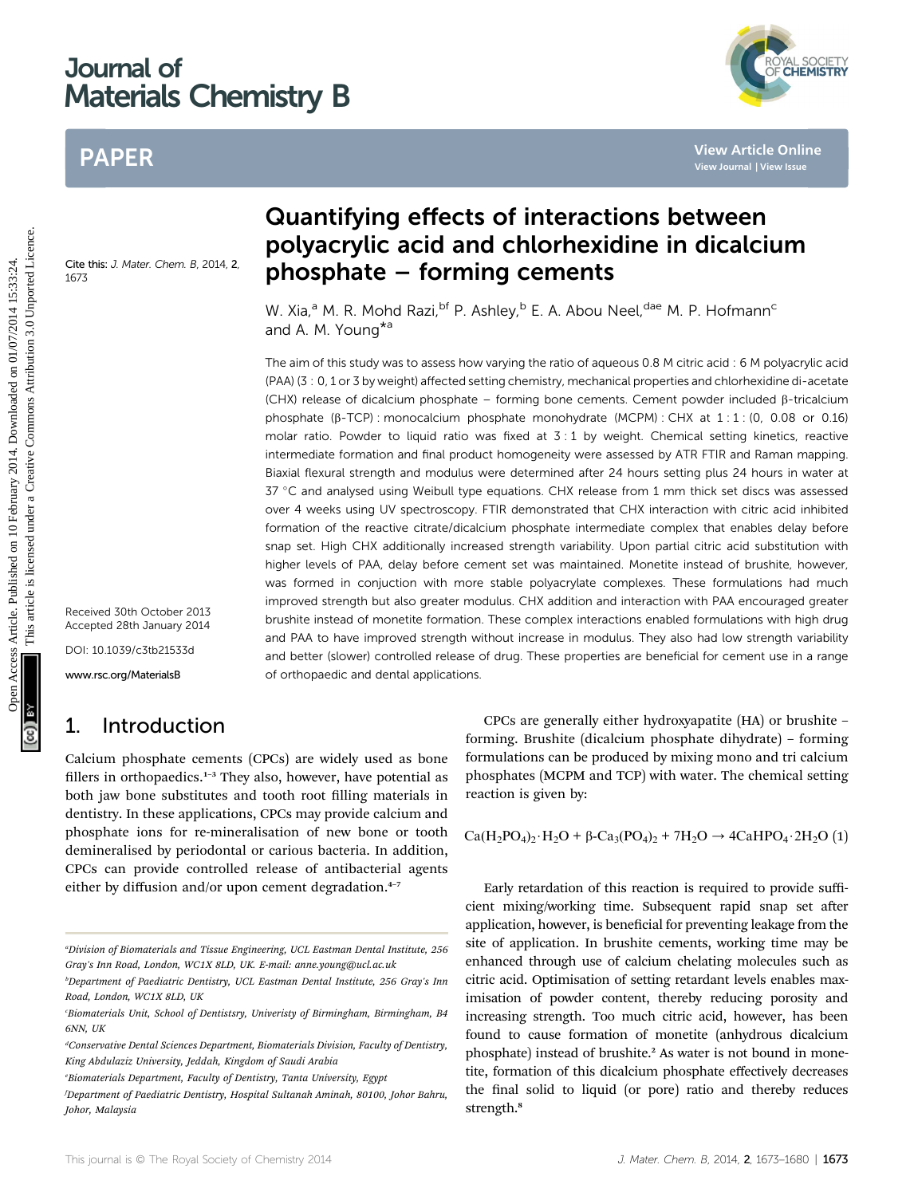# Quantifying effects of interactions between polyacrylic acid and chlorhexidine in dicalcium phosphate – forming cements

Cite this: *J. Mater. Chem. B*, 2014, 2, 1673

W. Xia,[a] M. R. Mohd Razi,[bf] P. Ashley,[b] E. A. Abou Neel,[dae] M. P. Hofmann[c] and A. M. Young*[a]

Received 30th October 2013
Accepted 28th January 2014

DOI: 10.1039/c3tb21533d

www.rsc.org/MaterialsB

The aim of this study was to assess how varying the ratio of aqueous 0.8 M citric acid : 6 M polyacrylic acid (PAA) (3 : 0, 1 or 3 by weight) affected setting chemistry, mechanical properties and chlorhexidine di-acetate (CHX) release of dicalcium phosphate – forming bone cements. Cement powder included β-tricalcium phosphate (β-TCP) : monocalcium phosphate monohydrate (MCPM) : CHX at 1 : 1 : (0, 0.08 or 0.16) molar ratio. Powder to liquid ratio was fixed at 3 : 1 by weight. Chemical setting kinetics, reactive intermediate formation and final product homogeneity were assessed by ATR FTIR and Raman mapping. Biaxial flexural strength and modulus were determined after 24 hours setting plus 24 hours in water at 37 °C and analysed using Weibull type equations. CHX release from 1 mm thick set discs was assessed over 4 weeks using UV spectroscopy. FTIR demonstrated that CHX interaction with citric acid inhibited formation of the reactive citrate/dicalcium phosphate intermediate complex that enables delay before snap set. High CHX additionally increased strength variability. Upon partial citric acid substitution with higher levels of PAA, delay before cement set was maintained. Monetite instead of brushite, however, was formed in conjuction with more stable polyacrylate complexes. These formulations had much improved strength but also greater modulus. CHX addition and interaction with PAA encouraged greater brushite instead of monetite formation. These complex interactions enabled formulations with high drug and PAA to have improved strength without increase in modulus. They also had low strength variability and better (slower) controlled release of drug. These properties are beneficial for cement use in a range of orthopaedic and dental applications.

## 1. Introduction

Calcium phosphate cements (CPCs) are widely used as bone fillers in orthopaedics.[1–3] They also, however, have potential as both jaw bone substitutes and tooth root filling materials in dentistry. In these applications, CPCs may provide calcium and phosphate ions for re-mineralisation of new bone or tooth demineralised by periodontal or carious bacteria. In addition, CPCs can provide controlled release of antibacterial agents either by diffusion and/or upon cement degradation.[4–7]

CPCs are generally either hydroxyapatite (HA) or brushite – forming. Brushite (dicalcium phosphate dihydrate) – forming formulations can be produced by mixing mono and tri calcium phosphates (MCPM and TCP) with water. The chemical setting reaction is given by:

$$Ca(H_2PO_4)_2 \cdot H_2O + \beta\text{-}Ca_3(PO_4)_2 + 7H_2O \rightarrow 4CaHPO_4 \cdot 2H_2O \quad (1)$$

Early retardation of this reaction is required to provide sufficient mixing/working time. Subsequent rapid snap set after application, however, is beneficial for preventing leakage from the site of application. In brushite cements, working time may be enhanced through use of calcium chelating molecules such as citric acid. Optimisation of setting retardant levels enables maximisation of powder content, thereby reducing porosity and increasing strength. Too much citric acid, however, has been found to cause formation of monetite (anhydrous dicalcium phosphate) instead of brushite.[2] As water is not bound in monetite, formation of this dicalcium phosphate effectively decreases the final solid to liquid (or pore) ratio and thereby reduces strength.[8]

---

[a]Division of Biomaterials and Tissue Engineering, UCL Eastman Dental Institute, 256 Gray's Inn Road, London, WC1X 8LD, UK. E-mail: anne.young@ucl.ac.uk

[b]Department of Paediatric Dentistry, UCL Eastman Dental Institute, 256 Gray's Inn Road, London, WC1X 8LD, UK

[c]Biomaterials Unit, School of Dentistsry, Univeristy of Birmingham, Birmingham, B4 6NN, UK

[d]Conservative Dental Sciences Department, Biomaterials Division, Faculty of Dentistry, King Abdulaziz University, Jeddah, Kingdom of Saudi Arabia

[e]Biomaterials Department, Faculty of Dentistry, Tanta University, Egypt

[f]Department of Paediatric Dentistry, Hospital Sultanah Aminah, 80100, Johor Bahru, Johor, Malaysia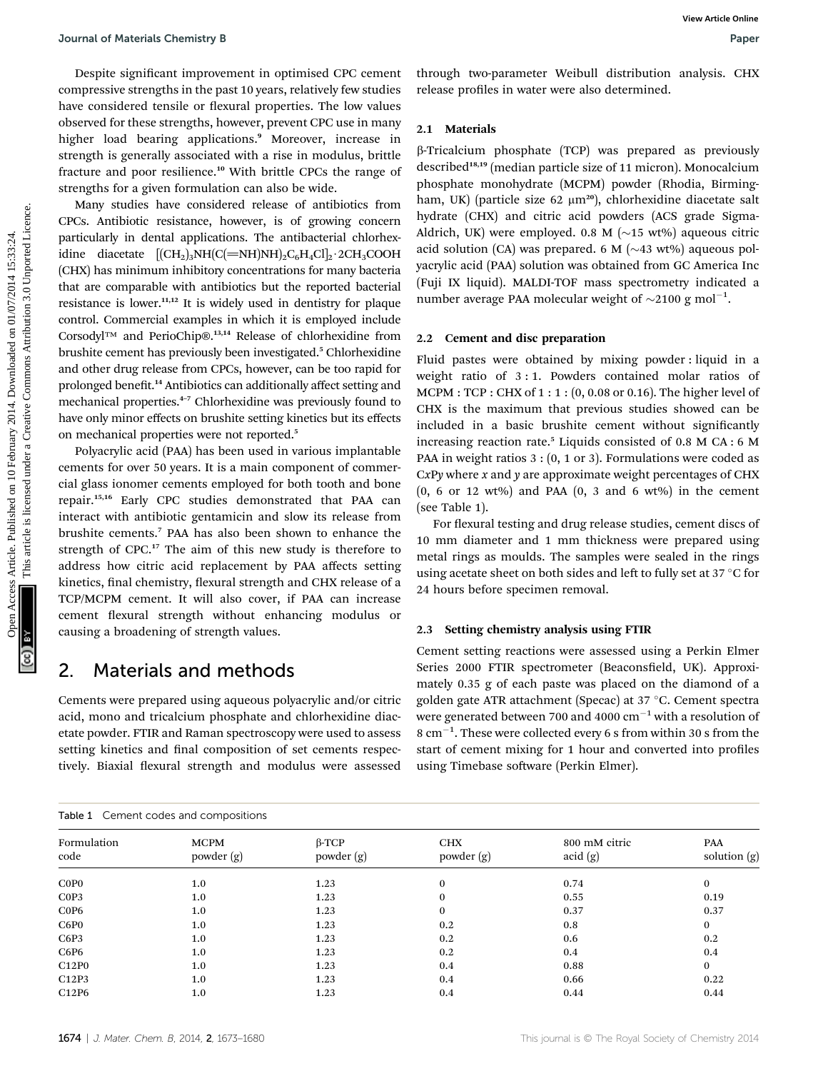Despite significant improvement in optimised CPC cement compressive strengths in the past 10 years, relatively few studies have considered tensile or flexural properties. The low values observed for these strengths, however, prevent CPC use in many higher load bearing applications.[9] Moreover, increase in strength is generally associated with a rise in modulus, brittle fracture and poor resilience.[10] With brittle CPCs the range of strengths for a given formulation can also be wide.

Many studies have considered release of antibiotics from CPCs. Antibiotic resistance, however, is of growing concern particularly in dental applications. The antibacterial chlorhexidine diacetate $[(CH_2)_3NH(C(=NH)NH)_2C_6H_4Cl]_2 \cdot 2CH_3COOH$ (CHX) has minimum inhibitory concentrations for many bacteria that are comparable with antibiotics but the reported bacterial resistance is lower.[11,12] It is widely used in dentistry for plaque control. Commercial examples in which it is employed include Corsodyl™ and PerioChip®.[13,14] Release of chlorhexidine from brushite cement has previously been investigated.[5] Chlorhexidine and other drug release from CPCs, however, can be too rapid for prolonged benefit.[14] Antibiotics can additionally affect setting and mechanical properties.[4–7] Chlorhexidine was previously found to have only minor effects on brushite setting kinetics but its effects on mechanical properties were not reported.[5]

Polyacrylic acid (PAA) has been used in various implantable cements for over 50 years. It is a main component of commercial glass ionomer cements employed for both tooth and bone repair.[15,16] Early CPC studies demonstrated that PAA can interact with antibiotic gentamicin and slow its release from brushite cements.[7] PAA has also been shown to enhance the strength of CPC.[17] The aim of this new study is therefore to address how citric acid replacement by PAA affects setting kinetics, final chemistry, flexural strength and CHX release of a TCP/MCPM cement. It will also cover, if PAA can increase cement flexural strength without enhancing modulus or causing a broadening of strength values.

# 2. Materials and methods

Cements were prepared using aqueous polyacrylic and/or citric acid, mono and tricalcium phosphate and chlorhexidine diacetate powder. FTIR and Raman spectroscopy were used to assess setting kinetics and final composition of set cements respectively. Biaxial flexural strength and modulus were assessed through two-parameter Weibull distribution analysis. CHX release profiles in water were also determined.

## 2.1 Materials

β-Tricalcium phosphate (TCP) was prepared as previously described[18,19] (median particle size of 11 micron). Monocalcium phosphate monohydrate (MCPM) powder (Rhodia, Birmingham, UK) (particle size 62 µm[20]), chlorhexidine diacetate salt hydrate (CHX) and citric acid powders (ACS grade Sigma-Aldrich, UK) were employed. 0.8 M (~15 wt%) aqueous citric acid solution (CA) was prepared. 6 M (~43 wt%) aqueous polyacrylic acid (PAA) solution was obtained from GC America Inc (Fuji IX liquid). MALDI-TOF mass spectrometry indicated a number average PAA molecular weight of ~2100 g mol$^{-1}$.

## 2.2 Cement and disc preparation

Fluid pastes were obtained by mixing powder : liquid in a weight ratio of 3 : 1. Powders contained molar ratios of MCPM : TCP : CHX of 1 : 1 : (0, 0.08 or 0.16). The higher level of CHX is the maximum that previous studies showed can be included in a basic brushite cement without significantly increasing reaction rate.[5] Liquids consisted of 0.8 M CA : 6 M PAA in weight ratios 3 : (0, 1 or 3). Formulations were coded as C*x*P*y* where *x* and *y* are approximate weight percentages of CHX (0, 6 or 12 wt%) and PAA (0, 3 and 6 wt%) in the cement (see Table 1).

For flexural testing and drug release studies, cement discs of 10 mm diameter and 1 mm thickness were prepared using metal rings as moulds. The samples were sealed in the rings using acetate sheet on both sides and left to fully set at 37 °C for 24 hours before specimen removal.

## 2.3 Setting chemistry analysis using FTIR

Cement setting reactions were assessed using a Perkin Elmer Series 2000 FTIR spectrometer (Beaconsfield, UK). Approximately 0.35 g of each paste was placed on the diamond of a golden gate ATR attachment (Specac) at 37 °C. Cement spectra were generated between 700 and 4000 cm$^{-1}$ with a resolution of 8 cm$^{-1}$. These were collected every 6 s from within 30 s from the start of cement mixing for 1 hour and converted into profiles using Timebase software (Perkin Elmer).

Table 1 Cement codes and compositions

| Formulation code | MCPM powder (g) | β-TCP powder (g) | CHX powder (g) | 800 mM citric acid (g) | PAA solution (g) |
|---|---|---|---|---|---|
| C0P0 | 1.0 | 1.23 | 0 | 0.74 | 0 |
| C0P3 | 1.0 | 1.23 | 0 | 0.55 | 0.19 |
| C0P6 | 1.0 | 1.23 | 0 | 0.37 | 0.37 |
| C6P0 | 1.0 | 1.23 | 0.2 | 0.8 | 0 |
| C6P3 | 1.0 | 1.23 | 0.2 | 0.6 | 0.2 |
| C6P6 | 1.0 | 1.23 | 0.2 | 0.4 | 0.4 |
| C12P0 | 1.0 | 1.23 | 0.4 | 0.88 | 0 |
| C12P3 | 1.0 | 1.23 | 0.4 | 0.66 | 0.22 |
| C12P6 | 1.0 | 1.23 | 0.4 | 0.44 | 0.44 |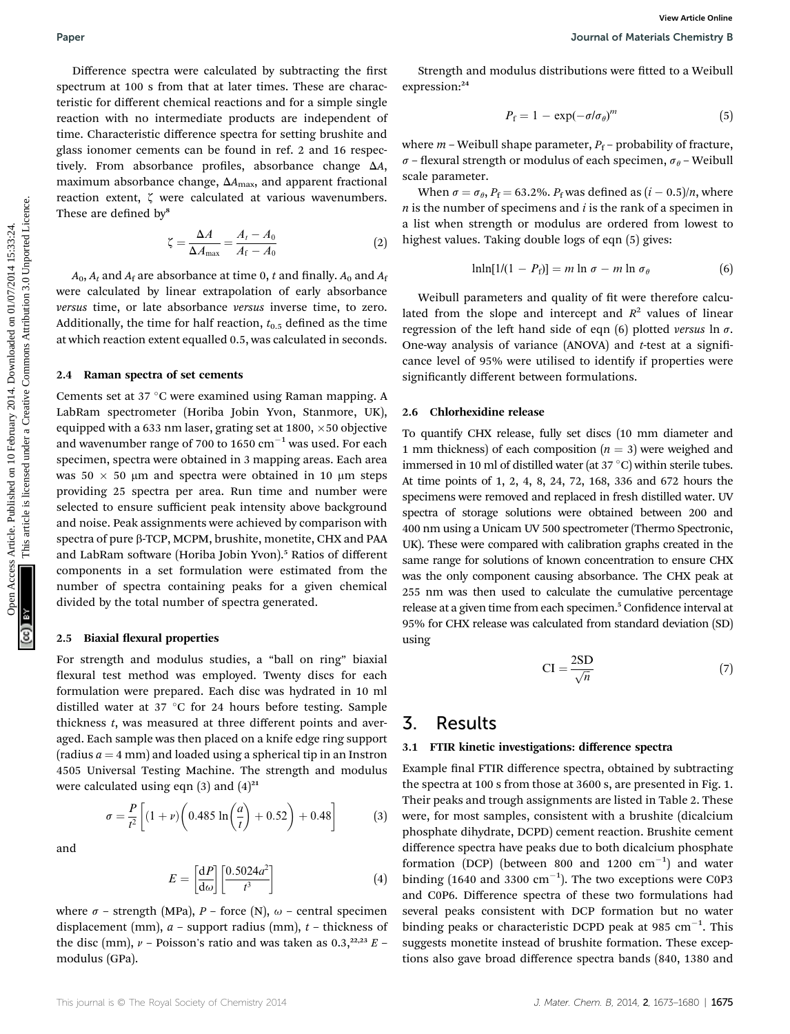Difference spectra were calculated by subtracting the first spectrum at 100 s from that at later times. These are characteristic for different chemical reactions and for a simple single reaction with no intermediate products are independent of time. Characteristic difference spectra for setting brushite and glass ionomer cements can be found in ref. 2 and 16 respectively. From absorbance profiles, absorbance change $\Delta A$, maximum absorbance change, $\Delta A_{max}$, and apparent fractional reaction extent, $\zeta$ were calculated at various wavenumbers. These are defined by[8]

$$\zeta = \frac{\Delta A}{\Delta A_{max}} = \frac{A_t - A_0}{A_f - A_0} \tag{2}$$

$A_0$, $A_t$ and $A_f$ are absorbance at time 0, $t$ and finally. $A_0$ and $A_f$ were calculated by linear extrapolation of early absorbance *versus* time, or late absorbance *versus* inverse time, to zero. Additionally, the time for half reaction, $t_{0.5}$ defined as the time at which reaction extent equalled 0.5, was calculated in seconds.

### 2.4 Raman spectra of set cements

Cements set at 37 °C were examined using Raman mapping. A LabRam spectrometer (Horiba Jobin Yvon, Stanmore, UK), equipped with a 633 nm laser, grating set at 1800, ×50 objective and wavenumber range of 700 to 1650 cm$^{-1}$ was used. For each specimen, spectra were obtained in 3 mapping areas. Each area was 50 × 50 μm and spectra were obtained in 10 μm steps providing 25 spectra per area. Run time and number were selected to ensure sufficient peak intensity above background and noise. Peak assignments were achieved by comparison with spectra of pure β-TCP, MCPM, brushite, monetite, CHX and PAA and LabRam software (Horiba Jobin Yvon).[5] Ratios of different components in a set formulation were estimated from the number of spectra containing peaks for a given chemical divided by the total number of spectra generated.

### 2.5 Biaxial flexural properties

For strength and modulus studies, a "ball on ring" biaxial flexural test method was employed. Twenty discs for each formulation were prepared. Each disc was hydrated in 10 ml distilled water at 37 °C for 24 hours before testing. Sample thickness $t$, was measured at three different points and averaged. Each sample was then placed on a knife edge ring support (radius $a = 4$ mm) and loaded using a spherical tip in an Instron 4505 Universal Testing Machine. The strength and modulus were calculated using eqn (3) and (4)[21]

$$\sigma = \frac{P}{t^2}\left[(1+\nu)\left(0.485\ln\left(\frac{a}{t}\right)+0.52\right)+0.48\right] \tag{3}$$

and

$$E = \left[\frac{dP}{d\omega}\right]\left[\frac{0.5024a^2}{t^3}\right] \tag{4}$$

where $\sigma$ – strength (MPa), $P$ – force (N), $\omega$ – central specimen displacement (mm), $a$ – support radius (mm), $t$ – thickness of the disc (mm), $\nu$ – Poisson's ratio and was taken as 0.3,[22,23] $E$ – modulus (GPa).

Strength and modulus distributions were fitted to a Weibull expression:[24]

$$P_f = 1 - \exp(-\sigma/\sigma_\theta)^m \tag{5}$$

where $m$ – Weibull shape parameter, $P_f$ – probability of fracture, $\sigma$ – flexural strength or modulus of each specimen, $\sigma_\theta$ – Weibull scale parameter.

When $\sigma = \sigma_\theta$, $P_f = 63.2\%$. $P_f$ was defined as $(i - 0.5)/n$, where $n$ is the number of specimens and $i$ is the rank of a specimen in a list when strength or modulus are ordered from lowest to highest values. Taking double logs of eqn (5) gives:

$$\ln\ln[1/(1 - P_f)] = m \ln \sigma - m \ln \sigma_\theta \tag{6}$$

Weibull parameters and quality of fit were therefore calculated from the slope and intercept and $R^2$ values of linear regression of the left hand side of eqn (6) plotted *versus* ln $\sigma$. One-way analysis of variance (ANOVA) and $t$-test at a significance level of 95% were utilised to identify if properties were significantly different between formulations.

### 2.6 Chlorhexidine release

To quantify CHX release, fully set discs (10 mm diameter and 1 mm thickness) of each composition ($n = 3$) were weighed and immersed in 10 ml of distilled water (at 37 °C) within sterile tubes. At time points of 1, 2, 4, 8, 24, 72, 168, 336 and 672 hours the specimens were removed and replaced in fresh distilled water. UV spectra of storage solutions were obtained between 200 and 400 nm using a Unicam UV 500 spectrometer (Thermo Spectronic, UK). These were compared with calibration graphs created in the same range for solutions of known concentration to ensure CHX was the only component causing absorbance. The CHX peak at 255 nm was then used to calculate the cumulative percentage release at a given time from each specimen.[5] Confidence interval at 95% for CHX release was calculated from standard deviation (SD) using

$$\mathrm{CI} = \frac{2\mathrm{SD}}{\sqrt{n}} \tag{7}$$

## 3. Results

### 3.1 FTIR kinetic investigations: difference spectra

Example final FTIR difference spectra, obtained by subtracting the spectra at 100 s from those at 3600 s, are presented in Fig. 1. Their peaks and trough assignments are listed in Table 2. These were, for most samples, consistent with a brushite (dicalcium phosphate dihydrate, DCPD) cement reaction. Brushite cement difference spectra have peaks due to both dicalcium phosphate formation (DCP) (between 800 and 1200 cm$^{-1}$) and water binding (1640 and 3300 cm$^{-1}$). The two exceptions were C0P3 and C0P6. Difference spectra of these two formulations had several peaks consistent with DCP formation but no water binding peaks or characteristic DCPD peak at 985 cm$^{-1}$. This suggests monetite instead of brushite formation. These exceptions also gave broad difference spectra bands (840, 1380 and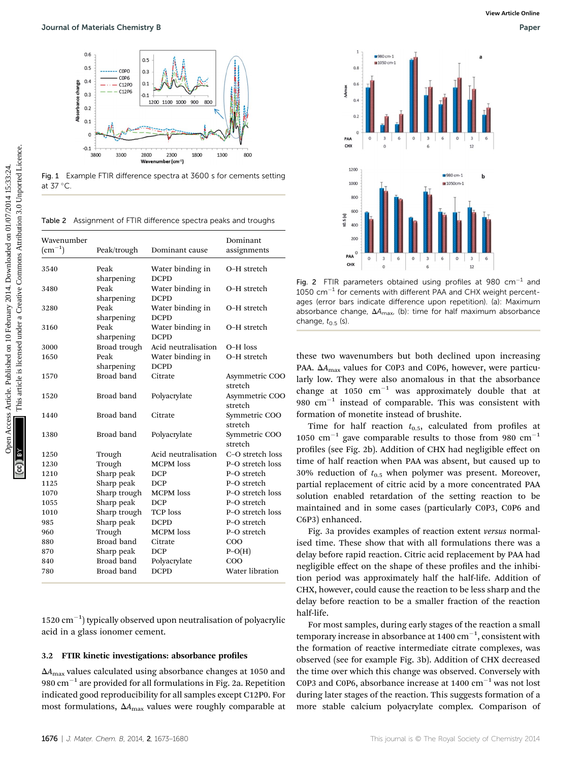Fig. 1 Example FTIR difference spectra at 3600 s for cements setting at 37 °C.

Table 2 Assignment of FTIR difference spectra peaks and troughs

| Wavenumber ($cm^{-1}$) | Peak/trough | Dominant cause | Dominant assignments |
|---|---|---|---|
| 3540 | Peak sharpening | Water binding in DCPD | O–H stretch |
| 3480 | Peak sharpening | Water binding in DCPD | O–H stretch |
| 3280 | Peak sharpening | Water binding in DCPD | O–H stretch |
| 3160 | Peak sharpening | Water binding in DCPD | O–H stretch |
| 3000 | Broad trough | Acid neutralisation | O–H loss |
| 1650 | Peak sharpening | Water binding in DCPD | O–H stretch |
| 1570 | Broad band | Citrate | Asymmetric COO stretch |
| 1520 | Broad band | Polyacrylate | Asymmetric COO stretch |
| 1440 | Broad band | Citrate | Symmetric COO stretch |
| 1380 | Broad band | Polyacrylate | Symmetric COO stretch |
| 1250 | Trough | Acid neutralisation | C–O stretch loss |
| 1230 | Trough | MCPM loss | P–O stretch loss |
| 1210 | Sharp peak | DCP | P–O stretch |
| 1125 | Sharp peak | DCP | P–O stretch |
| 1070 | Sharp trough | MCPM loss | P–O stretch loss |
| 1055 | Sharp peak | DCP | P–O stretch |
| 1010 | Sharp trough | TCP loss | P–O stretch loss |
| 985 | Sharp peak | DCPD | P–O stretch |
| 960 | Trough | MCPM loss | P–O stretch |
| 880 | Broad band | Citrate | COO |
| 870 | Sharp peak | DCP | P–O(H) |
| 840 | Broad band | Polyacrylate | COO |
| 780 | Broad band | DCPD | Water libration |

1520 $cm^{-1}$) typically observed upon neutralisation of polyacrylic acid in a glass ionomer cement.

### 3.2 FTIR kinetic investigations: absorbance profiles

$\Delta A_{max}$ values calculated using absorbance changes at 1050 and 980 $cm^{-1}$ are provided for all formulations in Fig. 2a. Repetition indicated good reproducibility for all samples except C12P0. For most formulations, $\Delta A_{max}$ values were roughly comparable at these two wavenumbers but both declined upon increasing PAA. $\Delta A_{max}$ values for C0P3 and C0P6, however, were particularly low. They were also anomalous in that the absorbance change at 1050 $cm^{-1}$ was approximately double that at 980 $cm^{-1}$ instead of comparable. This was consistent with formation of monetite instead of brushite.

Fig. 2 FTIR parameters obtained using profiles at 980 $cm^{-1}$ and 1050 $cm^{-1}$ for cements with different PAA and CHX weight percentages (error bars indicate difference upon repetition). (a): Maximum absorbance change, $\Delta A_{max}$, (b): time for half maximum absorbance change, $t_{0.5}$ (s).

Time for half reaction $t_{0.5}$, calculated from profiles at 1050 $cm^{-1}$ gave comparable results to those from 980 $cm^{-1}$ profiles (see Fig. 2b). Addition of CHX had negligible effect on time of half reaction when PAA was absent, but caused up to 30% reduction of $t_{0.5}$ when polymer was present. Moreover, partial replacement of citric acid by a more concentrated PAA solution enabled retardation of the setting reaction to be maintained and in some cases (particularly C0P3, C0P6 and C6P3) enhanced.

Fig. 3a provides examples of reaction extent *versus* normalised time. These show that with all formulations there was a delay before rapid reaction. Citric acid replacement by PAA had negligible effect on the shape of these profiles and the inhibition period was approximately half the half-life. Addition of CHX, however, could cause the reaction to be less sharp and the delay before reaction to be a smaller fraction of the reaction half-life.

For most samples, during early stages of the reaction a small temporary increase in absorbance at 1400 $cm^{-1}$, consistent with the formation of reactive intermediate citrate complexes, was observed (see for example Fig. 3b). Addition of CHX decreased the time over which this change was observed. Conversely with C0P3 and C0P6, absorbance increase at 1400 $cm^{-1}$ was not lost during later stages of the reaction. This suggests formation of a more stable calcium polyacrylate complex. Comparison of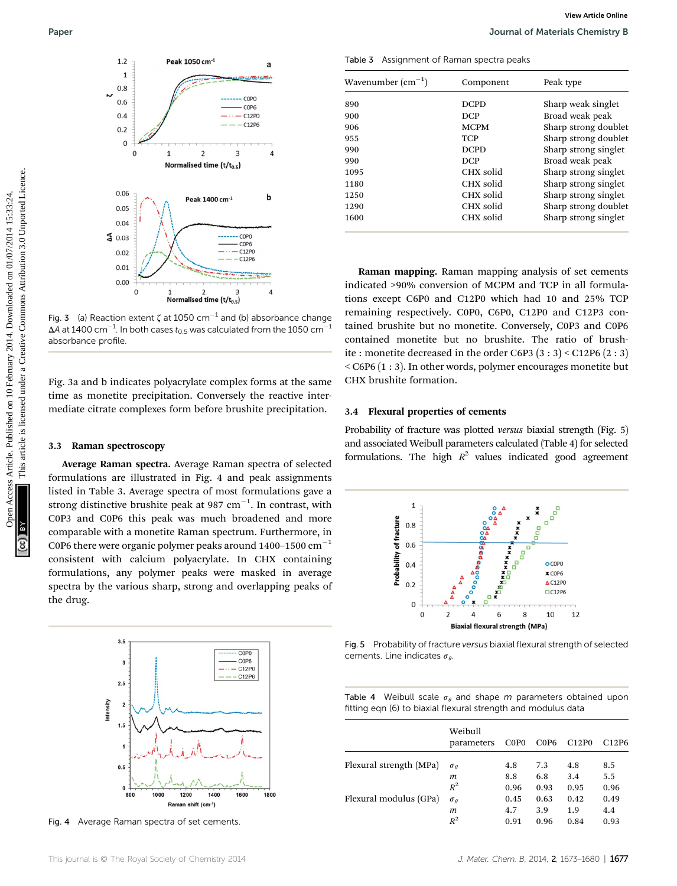Fig. 3 (a) Reaction extent $\zeta$ at 1050 cm$^{-1}$ and (b) absorbance change $\Delta A$ at 1400 cm$^{-1}$. In both cases $t_{0.5}$ was calculated from the 1050 cm$^{-1}$ absorbance profile.

Fig. 3a and b indicates polyacrylate complex forms at the same time as monetite precipitation. Conversely the reactive intermediate citrate complexes form before brushite precipitation.

### 3.3 Raman spectroscopy

**Average Raman spectra.** Average Raman spectra of selected formulations are illustrated in Fig. 4 and peak assignments listed in Table 3. Average spectra of most formulations gave a strong distinctive brushite peak at 987 cm$^{-1}$. In contrast, with C0P3 and C0P6 this peak was much broadened and more comparable with a monetite Raman spectrum. Furthermore, in C0P6 there were organic polymer peaks around 1400–1500 cm$^{-1}$ consistent with calcium polyacrylate. In CHX containing formulations, any polymer peaks were masked in average spectra by the various sharp, strong and overlapping peaks of the drug.

Fig. 4 Average Raman spectra of set cements.

Table 3 Assignment of Raman spectra peaks

| Wavenumber (cm$^{-1}$) | Component | Peak type |
|---|---|---|
| 890 | DCPD | Sharp weak singlet |
| 900 | DCP | Broad weak peak |
| 906 | MCPM | Sharp strong doublet |
| 955 | TCP | Sharp strong doublet |
| 990 | DCPD | Sharp strong singlet |
| 990 | DCP | Broad weak peak |
| 1095 | CHX solid | Sharp strong singlet |
| 1180 | CHX solid | Sharp strong singlet |
| 1250 | CHX solid | Sharp strong singlet |
| 1290 | CHX solid | Sharp strong doublet |
| 1600 | CHX solid | Sharp strong singlet |

**Raman mapping.** Raman mapping analysis of set cements indicated >90% conversion of MCPM and TCP in all formulations except C6P0 and C12P0 which had 10 and 25% TCP remaining respectively. C0P0, C6P0, C12P0 and C12P3 contained brushite but no monetite. Conversely, C0P3 and C0P6 contained monetite but no brushite. The ratio of brushite : monetite decreased in the order C6P3 (3 : 3) < C12P6 (2 : 3) < C6P6 (1 : 3). In other words, polymer encourages monetite but CHX brushite formation.

### 3.4 Flexural properties of cements

Probability of fracture was plotted *versus* biaxial strength (Fig. 5) and associated Weibull parameters calculated (Table 4) for selected formulations. The high $R^2$ values indicated good agreement

Fig. 5 Probability of fracture *versus* biaxial flexural strength of selected cements. Line indicates $\sigma_\theta$.

Table 4 Weibull scale $\sigma_\theta$ and shape $m$ parameters obtained upon fitting eqn (6) to biaxial flexural strength and modulus data

| | Weibull parameters | C0P0 | C0P6 | C12P0 | C12P6 |
|---|---|---|---|---|---|
| Flexural strength (MPa) | $\sigma_\theta$ | 4.8 | 7.3 | 4.8 | 8.5 |
| | $m$ | 8.8 | 6.8 | 3.4 | 5.5 |
| | $R^2$ | 0.96 | 0.93 | 0.95 | 0.96 |
| Flexural modulus (GPa) | $\sigma_\theta$ | 0.45 | 0.63 | 0.42 | 0.49 |
| | $m$ | 4.7 | 3.9 | 1.9 | 4.4 |
| | $R^2$ | 0.91 | 0.96 | 0.84 | 0.93 |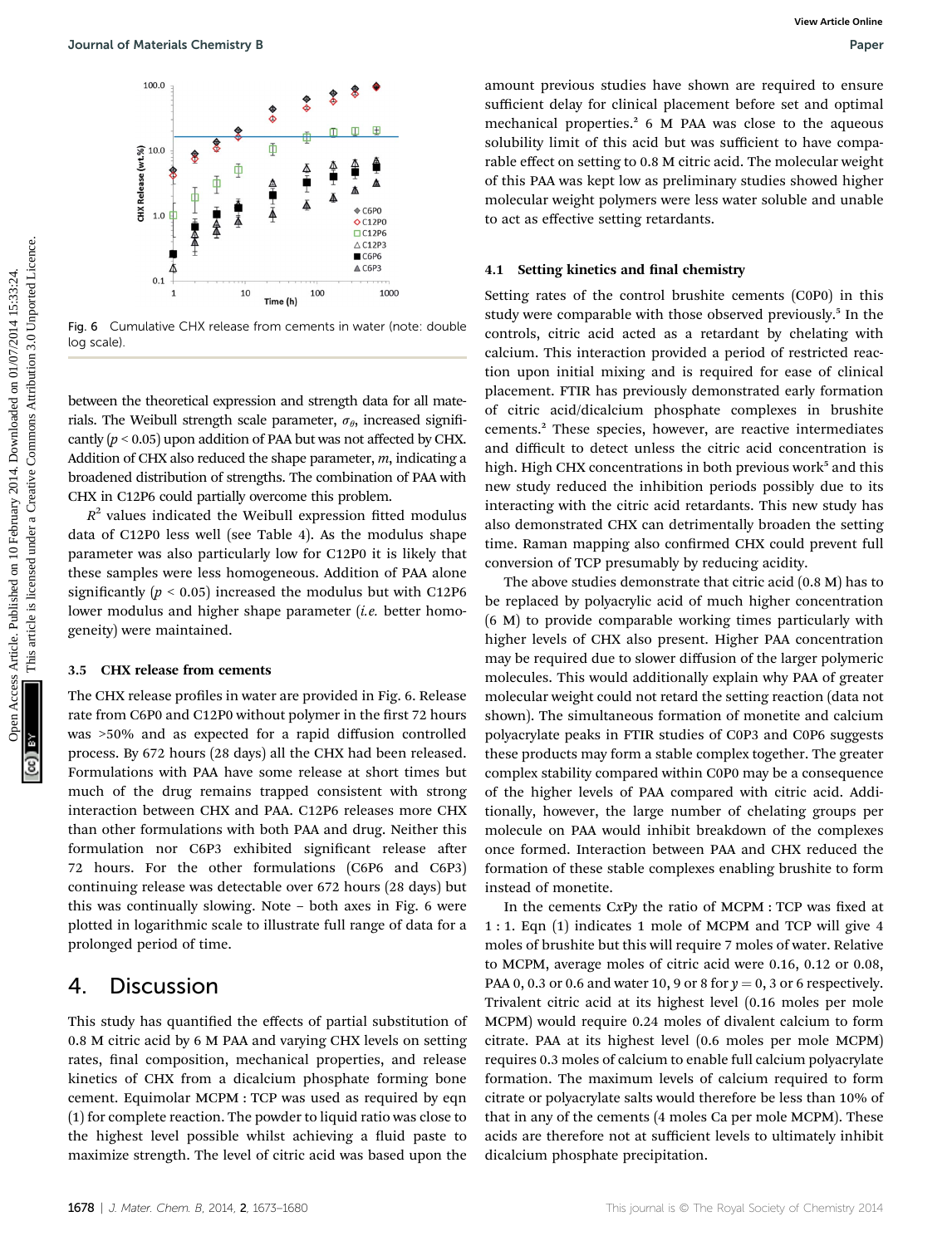Fig. 6 Cumulative CHX release from cements in water (note: double log scale).

between the theoretical expression and strength data for all materials. The Weibull strength scale parameter, $\sigma_\theta$, increased significantly ($p < 0.05$) upon addition of PAA but was not affected by CHX. Addition of CHX also reduced the shape parameter, $m$, indicating a broadened distribution of strengths. The combination of PAA with CHX in C12P6 could partially overcome this problem.

$R^2$ values indicated the Weibull expression fitted modulus data of C12P0 less well (see Table 4). As the modulus shape parameter was also particularly low for C12P0 it is likely that these samples were less homogeneous. Addition of PAA alone significantly ($p < 0.05$) increased the modulus but with C12P6 lower modulus and higher shape parameter (*i.e.* better homogeneity) were maintained.

### 3.5 CHX release from cements

The CHX release profiles in water are provided in Fig. 6. Release rate from C6P0 and C12P0 without polymer in the first 72 hours was >50% and as expected for a rapid diffusion controlled process. By 672 hours (28 days) all the CHX had been released. Formulations with PAA have some release at short times but much of the drug remains trapped consistent with strong interaction between CHX and PAA. C12P6 releases more CHX than other formulations with both PAA and drug. Neither this formulation nor C6P3 exhibited significant release after 72 hours. For the other formulations (C6P6 and C6P3) continuing release was detectable over 672 hours (28 days) but this was continually slowing. Note – both axes in Fig. 6 were plotted in logarithmic scale to illustrate full range of data for a prolonged period of time.

## 4. Discussion

This study has quantified the effects of partial substitution of 0.8 M citric acid by 6 M PAA and varying CHX levels on setting rates, final composition, mechanical properties, and release kinetics of CHX from a dicalcium phosphate forming bone cement. Equimolar MCPM : TCP was used as required by eqn (1) for complete reaction. The powder to liquid ratio was close to the highest level possible whilst achieving a fluid paste to maximize strength. The level of citric acid was based upon the amount previous studies have shown are required to ensure sufficient delay for clinical placement before set and optimal mechanical properties.[2] 6 M PAA was close to the aqueous solubility limit of this acid but was sufficient to have comparable effect on setting to 0.8 M citric acid. The molecular weight of this PAA was kept low as preliminary studies showed higher molecular weight polymers were less water soluble and unable to act as effective setting retardants.

### 4.1 Setting kinetics and final chemistry

Setting rates of the control brushite cements (C0P0) in this study were comparable with those observed previously.[5] In the controls, citric acid acted as a retardant by chelating with calcium. This interaction provided a period of restricted reaction upon initial mixing and is required for ease of clinical placement. FTIR has previously demonstrated early formation of citric acid/dicalcium phosphate complexes in brushite cements.[2] These species, however, are reactive intermediates and difficult to detect unless the citric acid concentration is high. High CHX concentrations in both previous work[5] and this new study reduced the inhibition periods possibly due to its interacting with the citric acid retardants. This new study has also demonstrated CHX can detrimentally broaden the setting time. Raman mapping also confirmed CHX could prevent full conversion of TCP presumably by reducing acidity.

The above studies demonstrate that citric acid (0.8 M) has to be replaced by polyacrylic acid of much higher concentration (6 M) to provide comparable working times particularly with higher levels of CHX also present. Higher PAA concentration may be required due to slower diffusion of the larger polymeric molecules. This would additionally explain why PAA of greater molecular weight could not retard the setting reaction (data not shown). The simultaneous formation of monetite and calcium polyacrylate peaks in FTIR studies of C0P3 and C0P6 suggests these products may form a stable complex together. The greater complex stability compared within C0P0 may be a consequence of the higher levels of PAA compared with citric acid. Additionally, however, the large number of chelating groups per molecule on PAA would inhibit breakdown of the complexes once formed. Interaction between PAA and CHX reduced the formation of these stable complexes enabling brushite to form instead of monetite.

In the cements C$x$P$y$ the ratio of MCPM : TCP was fixed at 1 : 1. Eqn (1) indicates 1 mole of MCPM and TCP will give 4 moles of brushite but this will require 7 moles of water. Relative to MCPM, average moles of citric acid were 0.16, 0.12 or 0.08, PAA 0, 0.3 or 0.6 and water 10, 9 or 8 for $y = 0$, 3 or 6 respectively. Trivalent citric acid at its highest level (0.16 moles per mole MCPM) would require 0.24 moles of divalent calcium to form citrate. PAA at its highest level (0.6 moles per mole MCPM) requires 0.3 moles of calcium to enable full calcium polyacrylate formation. The maximum levels of calcium required to form citrate or polyacrylate salts would therefore be less than 10% of that in any of the cements (4 moles Ca per mole MCPM). These acids are therefore not at sufficient levels to ultimately inhibit dicalcium phosphate precipitation.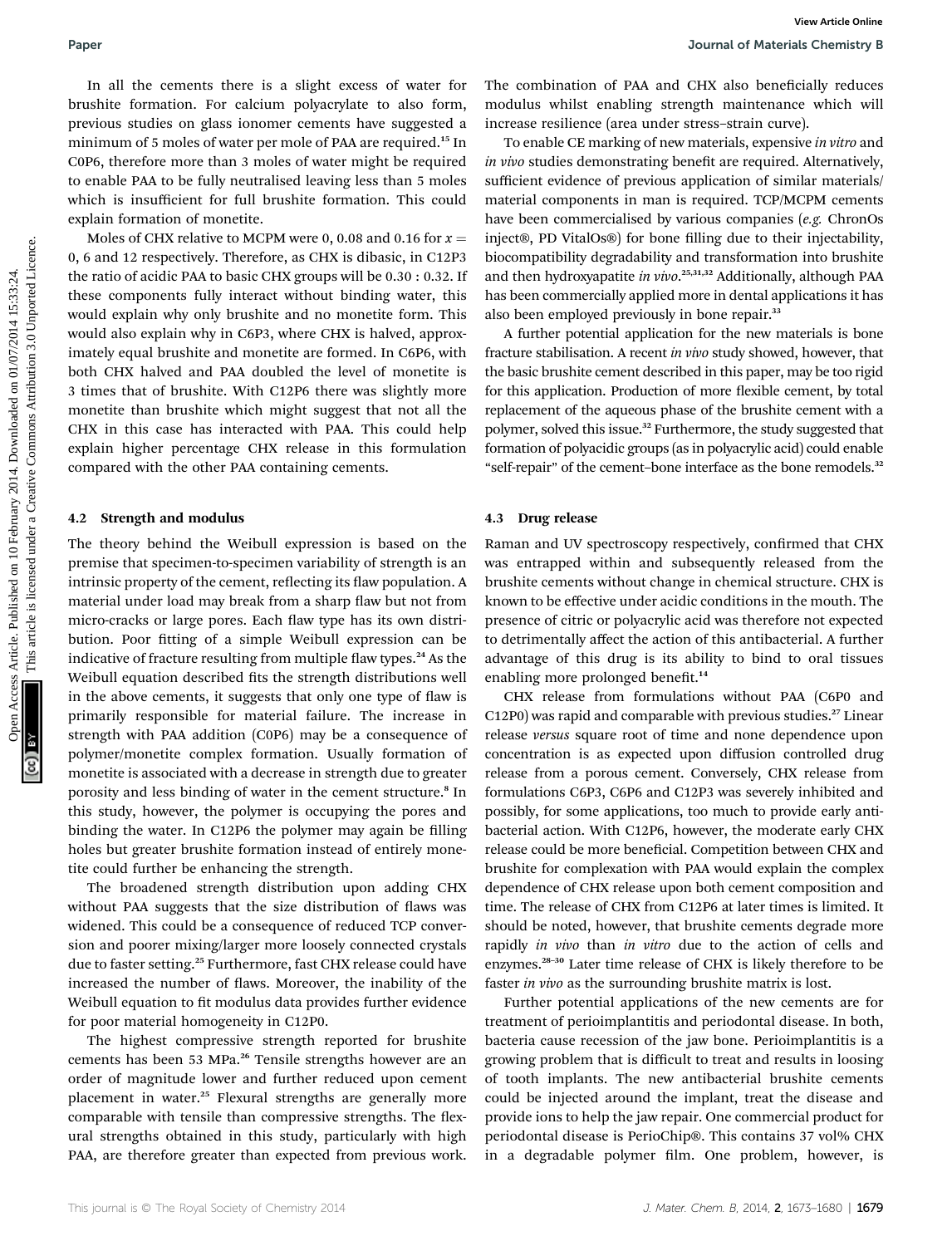In all the cements there is a slight excess of water for brushite formation. For calcium polyacrylate to also form, previous studies on glass ionomer cements have suggested a minimum of 5 moles of water per mole of PAA are required.[15] In C0P6, therefore more than 3 moles of water might be required to enable PAA to be fully neutralised leaving less than 5 moles which is insufficient for full brushite formation. This could explain formation of monetite.

Moles of CHX relative to MCPM were 0, 0.08 and 0.16 for $x$ = 0, 6 and 12 respectively. Therefore, as CHX is dibasic, in C12P3 the ratio of acidic PAA to basic CHX groups will be 0.30 : 0.32. If these components fully interact without binding water, this would explain why only brushite and no monetite form. This would also explain why in C6P3, where CHX is halved, approximately equal brushite and monetite are formed. In C6P6, with both CHX halved and PAA doubled the level of monetite is 3 times that of brushite. With C12P6 there was slightly more monetite than brushite which might suggest that not all the CHX in this case has interacted with PAA. This could help explain higher percentage CHX release in this formulation compared with the other PAA containing cements.

### 4.2 Strength and modulus

The theory behind the Weibull expression is based on the premise that specimen-to-specimen variability of strength is an intrinsic property of the cement, reflecting its flaw population. A material under load may break from a sharp flaw but not from micro-cracks or large pores. Each flaw type has its own distribution. Poor fitting of a simple Weibull expression can be indicative of fracture resulting from multiple flaw types.[24] As the Weibull equation described fits the strength distributions well in the above cements, it suggests that only one type of flaw is primarily responsible for material failure. The increase in strength with PAA addition (C0P6) may be a consequence of polymer/monetite complex formation. Usually formation of monetite is associated with a decrease in strength due to greater porosity and less binding of water in the cement structure.[8] In this study, however, the polymer is occupying the pores and binding the water. In C12P6 the polymer may again be filling holes but greater brushite formation instead of entirely monetite could further be enhancing the strength.

The broadened strength distribution upon adding CHX without PAA suggests that the size distribution of flaws was widened. This could be a consequence of reduced TCP conversion and poorer mixing/larger more loosely connected crystals due to faster setting.[25] Furthermore, fast CHX release could have increased the number of flaws. Moreover, the inability of the Weibull equation to fit modulus data provides further evidence for poor material homogeneity in C12P0.

The highest compressive strength reported for brushite cements has been 53 MPa.[26] Tensile strengths however are an order of magnitude lower and further reduced upon cement placement in water.[25] Flexural strengths are generally more comparable with tensile than compressive strengths. The flexural strengths obtained in this study, particularly with high PAA, are therefore greater than expected from previous work. The combination of PAA and CHX also beneficially reduces modulus whilst enabling strength maintenance which will increase resilience (area under stress–strain curve).

To enable CE marking of new materials, expensive *in vitro* and *in vivo* studies demonstrating benefit are required. Alternatively, sufficient evidence of previous application of similar materials/material components in man is required. TCP/MCPM cements have been commercialised by various companies (*e.g.* ChronOs inject®, PD VitalOs®) for bone filling due to their injectability, biocompatibility degradability and transformation into brushite and then hydroxyapatite *in vivo*.[25,31,32] Additionally, although PAA has been commercially applied more in dental applications it has also been employed previously in bone repair.[33]

A further potential application for the new materials is bone fracture stabilisation. A recent *in vivo* study showed, however, that the basic brushite cement described in this paper, may be too rigid for this application. Production of more flexible cement, by total replacement of the aqueous phase of the brushite cement with a polymer, solved this issue.[32] Furthermore, the study suggested that formation of polyacidic groups (as in polyacrylic acid) could enable "self-repair" of the cement–bone interface as the bone remodels.[32]

### 4.3 Drug release

Raman and UV spectroscopy respectively, confirmed that CHX was entrapped within and subsequently released from the brushite cements without change in chemical structure. CHX is known to be effective under acidic conditions in the mouth. The presence of citric or polyacrylic acid was therefore not expected to detrimentally affect the action of this antibacterial. A further advantage of this drug is its ability to bind to oral tissues enabling more prolonged benefit.[14]

CHX release from formulations without PAA (C6P0 and C12P0) was rapid and comparable with previous studies.[27] Linear release *versus* square root of time and none dependence upon concentration is as expected upon diffusion controlled drug release from a porous cement. Conversely, CHX release from formulations C6P3, C6P6 and C12P3 was severely inhibited and possibly, for some applications, too much to provide early antibacterial action. With C12P6, however, the moderate early CHX release could be more beneficial. Competition between CHX and brushite for complexation with PAA would explain the complex dependence of CHX release upon both cement composition and time. The release of CHX from C12P6 at later times is limited. It should be noted, however, that brushite cements degrade more rapidly *in vivo* than *in vitro* due to the action of cells and enzymes.[28–30] Later time release of CHX is likely therefore to be faster *in vivo* as the surrounding brushite matrix is lost.

Further potential applications of the new cements are for treatment of perioimplantitis and periodontal disease. In both, bacteria cause recession of the jaw bone. Perioimplantitis is a growing problem that is difficult to treat and results in loosing of tooth implants. The new antibacterial brushite cements could be injected around the implant, treat the disease and provide ions to help the jaw repair. One commercial product for periodontal disease is PerioChip®. This contains 37 vol% CHX in a degradable polymer film. One problem, however, is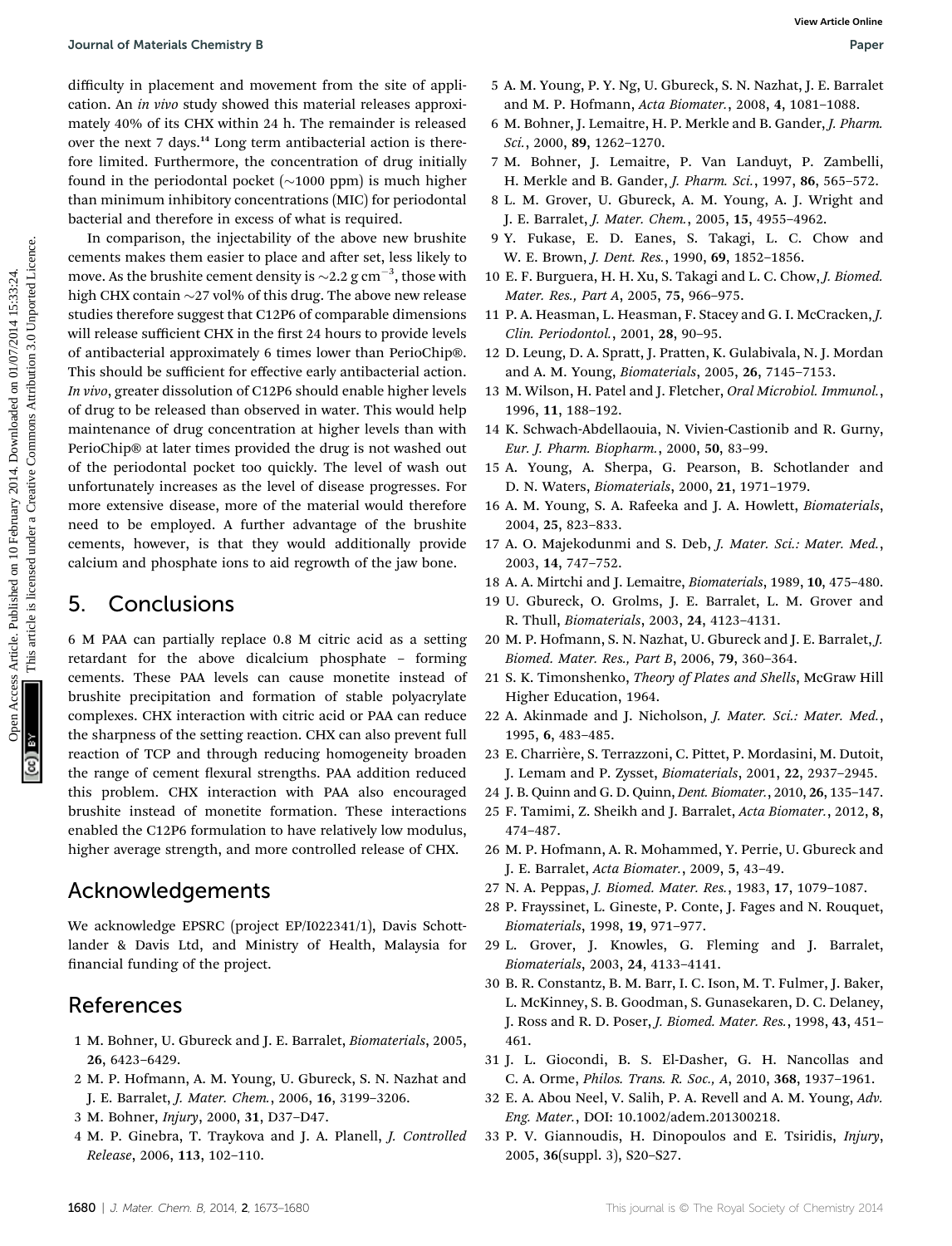difficulty in placement and movement from the site of application. An *in vivo* study showed this material releases approximately 40% of its CHX within 24 h. The remainder is released over the next 7 days.[14] Long term antibacterial action is therefore limited. Furthermore, the concentration of drug initially found in the periodontal pocket (~1000 ppm) is much higher than minimum inhibitory concentrations (MIC) for periodontal bacterial and therefore in excess of what is required.

In comparison, the injectability of the above new brushite cements makes them easier to place and after set, less likely to move. As the brushite cement density is ~2.2 g $cm^{-3}$, those with high CHX contain ~27 vol% of this drug. The above new release studies therefore suggest that C12P6 of comparable dimensions will release sufficient CHX in the first 24 hours to provide levels of antibacterial approximately 6 times lower than PerioChip®. This should be sufficient for effective early antibacterial action. *In vivo*, greater dissolution of C12P6 should enable higher levels of drug to be released than observed in water. This would help maintenance of drug concentration at higher levels than with PerioChip® at later times provided the drug is not washed out of the periodontal pocket too quickly. The level of wash out unfortunately increases as the level of disease progresses. For more extensive disease, more of the material would therefore need to be employed. A further advantage of the brushite cements, however, is that they would additionally provide calcium and phosphate ions to aid regrowth of the jaw bone.

## 5. Conclusions

6 M PAA can partially replace 0.8 M citric acid as a setting retardant for the above dicalcium phosphate – forming cements. These PAA levels can cause monetite instead of brushite precipitation and formation of stable polyacrylate complexes. CHX interaction with citric acid or PAA can reduce the sharpness of the setting reaction. CHX can also prevent full reaction of TCP and through reducing homogeneity broaden the range of cement flexural strengths. PAA addition reduced this problem. CHX interaction with PAA also encouraged brushite instead of monetite formation. These interactions enabled the C12P6 formulation to have relatively low modulus, higher average strength, and more controlled release of CHX.

## Acknowledgements

We acknowledge EPSRC (project EP/I022341/1), Davis Schottlander & Davis Ltd, and Ministry of Health, Malaysia for financial funding of the project.

## References

1 M. Bohner, U. Gbureck and J. E. Barralet, *Biomaterials*, 2005, **26**, 6423–6429.

2 M. P. Hofmann, A. M. Young, U. Gbureck, S. N. Nazhat and J. E. Barralet, *J. Mater. Chem.*, 2006, **16**, 3199–3206.

3 M. Bohner, *Injury*, 2000, **31**, D37–D47.

4 M. P. Ginebra, T. Traykova and J. A. Planell, *J. Controlled Release*, 2006, **113**, 102–110.

5 A. M. Young, P. Y. Ng, U. Gbureck, S. N. Nazhat, J. E. Barralet and M. P. Hofmann, *Acta Biomater.*, 2008, **4**, 1081–1088.

6 M. Bohner, J. Lemaitre, H. P. Merkle and B. Gander, *J. Pharm. Sci.*, 2000, **89**, 1262–1270.

7 M. Bohner, J. Lemaitre, P. Van Landuyt, P. Zambelli, H. Merkle and B. Gander, *J. Pharm. Sci.*, 1997, **86**, 565–572.

8 L. M. Grover, U. Gbureck, A. M. Young, A. J. Wright and J. E. Barralet, *J. Mater. Chem.*, 2005, **15**, 4955–4962.

9 Y. Fukase, E. D. Eanes, S. Takagi, L. C. Chow and W. E. Brown, *J. Dent. Res.*, 1990, **69**, 1852–1856.

10 E. F. Burguera, H. H. Xu, S. Takagi and L. C. Chow, *J. Biomed. Mater. Res., Part A*, 2005, **75**, 966–975.

11 P. A. Heasman, L. Heasman, F. Stacey and G. I. McCracken, *J. Clin. Periodontol.*, 2001, **28**, 90–95.

12 D. Leung, D. A. Spratt, J. Pratten, K. Gulabivala, N. J. Mordan and A. M. Young, *Biomaterials*, 2005, **26**, 7145–7153.

13 M. Wilson, H. Patel and J. Fletcher, *Oral Microbiol. Immunol.*, 1996, **11**, 188–192.

14 K. Schwach-Abdellaouia, N. Vivien-Castionib and R. Gurny, *Eur. J. Pharm. Biopharm.*, 2000, **50**, 83–99.

15 A. Young, A. Sherpa, G. Pearson, B. Schotlander and D. N. Waters, *Biomaterials*, 2000, **21**, 1971–1979.

16 A. M. Young, S. A. Rafeeka and J. A. Howlett, *Biomaterials*, 2004, **25**, 823–833.

17 A. O. Majekodunmi and S. Deb, *J. Mater. Sci.: Mater. Med.*, 2003, **14**, 747–752.

18 A. A. Mirtchi and J. Lemaitre, *Biomaterials*, 1989, **10**, 475–480.

19 U. Gbureck, O. Grolms, J. E. Barralet, L. M. Grover and R. Thull, *Biomaterials*, 2003, **24**, 4123–4131.

20 M. P. Hofmann, S. N. Nazhat, U. Gbureck and J. E. Barralet, *J. Biomed. Mater. Res., Part B*, 2006, **79**, 360–364.

21 S. K. Timonshenko, *Theory of Plates and Shells*, McGraw Hill Higher Education, 1964.

22 A. Akinmade and J. Nicholson, *J. Mater. Sci.: Mater. Med.*, 1995, **6**, 483–485.

23 E. Charrière, S. Terrazzoni, C. Pittet, P. Mordasini, M. Dutoit, J. Lemam and P. Zysset, *Biomaterials*, 2001, **22**, 2937–2945.

24 J. B. Quinn and G. D. Quinn, *Dent. Biomater.*, 2010, **26**, 135–147.

25 F. Tamimi, Z. Sheikh and J. Barralet, *Acta Biomater.*, 2012, **8**, 474–487.

26 M. P. Hofmann, A. R. Mohammed, Y. Perrie, U. Gbureck and J. E. Barralet, *Acta Biomater.*, 2009, **5**, 43–49.

27 N. A. Peppas, *J. Biomed. Mater. Res.*, 1983, **17**, 1079–1087.

28 P. Frayssinet, L. Gineste, P. Conte, J. Fages and N. Rouquet, *Biomaterials*, 1998, **19**, 971–977.

29 L. Grover, J. Knowles, G. Fleming and J. Barralet, *Biomaterials*, 2003, **24**, 4133–4141.

30 B. R. Constantz, B. M. Barr, I. C. Ison, M. T. Fulmer, J. Baker, L. McKinney, S. B. Goodman, S. Gunasekaren, D. C. Delaney, J. Ross and R. D. Poser, *J. Biomed. Mater. Res.*, 1998, **43**, 451–461.

31 J. L. Giocondi, B. S. El-Dasher, G. H. Nancollas and C. A. Orme, *Philos. Trans. R. Soc., A*, 2010, **368**, 1937–1961.

32 E. A. Abou Neel, V. Salih, P. A. Revell and A. M. Young, *Adv. Eng. Mater.*, DOI: 10.1002/adem.201300218.

33 P. V. Giannoudis, H. Dinopoulos and E. Tsiridis, *Injury*, 2005, **36**(suppl. 3), S20–S27.